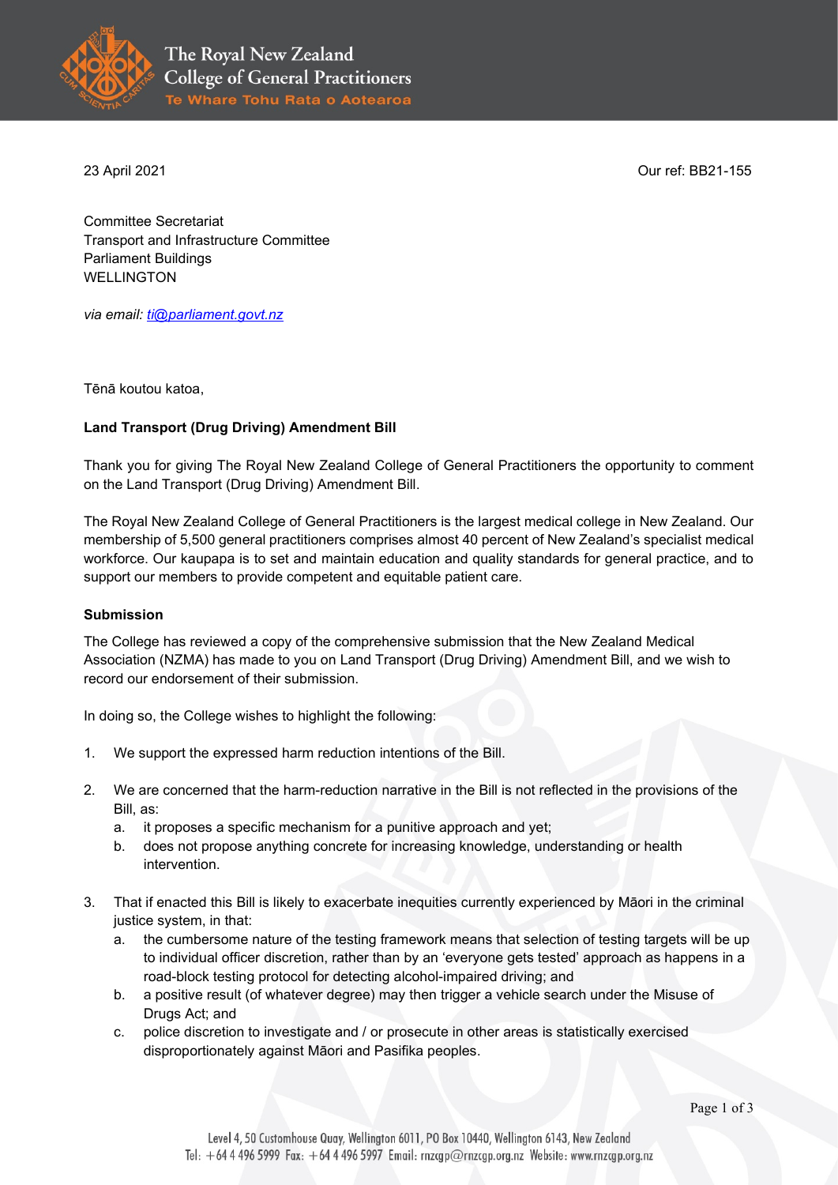The Royal New Zealand College of General Practitioners
Te Whare Tohu Rata o Aotearoa

23 April 2021

Our ref: BB21-155

Committee Secretariat
Transport and Infrastructure Committee
Parliament Buildings
WELLINGTON

*via email: ti@parliament.govt.nz*

Tēnā koutou katoa,

**Land Transport (Drug Driving) Amendment Bill**

Thank you for giving The Royal New Zealand College of General Practitioners the opportunity to comment on the Land Transport (Drug Driving) Amendment Bill.

The Royal New Zealand College of General Practitioners is the largest medical college in New Zealand. Our membership of 5,500 general practitioners comprises almost 40 percent of New Zealand's specialist medical workforce. Our kaupapa is to set and maintain education and quality standards for general practice, and to support our members to provide competent and equitable patient care.

**Submission**

The College has reviewed a copy of the comprehensive submission that the New Zealand Medical Association (NZMA) has made to you on Land Transport (Drug Driving) Amendment Bill, and we wish to record our endorsement of their submission.

In doing so, the College wishes to highlight the following:

1. We support the expressed harm reduction intentions of the Bill.

2. We are concerned that the harm-reduction narrative in the Bill is not reflected in the provisions of the Bill, as:
   a. it proposes a specific mechanism for a punitive approach and yet;
   b. does not propose anything concrete for increasing knowledge, understanding or health intervention.

3. That if enacted this Bill is likely to exacerbate inequities currently experienced by Māori in the criminal justice system, in that:
   a. the cumbersome nature of the testing framework means that selection of testing targets will be up to individual officer discretion, rather than by an 'everyone gets tested' approach as happens in a road-block testing protocol for detecting alcohol-impaired driving; and
   b. a positive result (of whatever degree) may then trigger a vehicle search under the Misuse of Drugs Act; and
   c. police discretion to investigate and / or prosecute in other areas is statistically exercised disproportionately against Māori and Pasifika peoples.

Level 4, 50 Customhouse Quay, Wellington 6011, PO Box 10440, Wellington 6143, New Zealand
Tel: +64 4 496 5999 Fax: +64 4 496 5997 Email: rnzcgp@rnzcgp.org.nz Website: www.rnzcgp.org.nz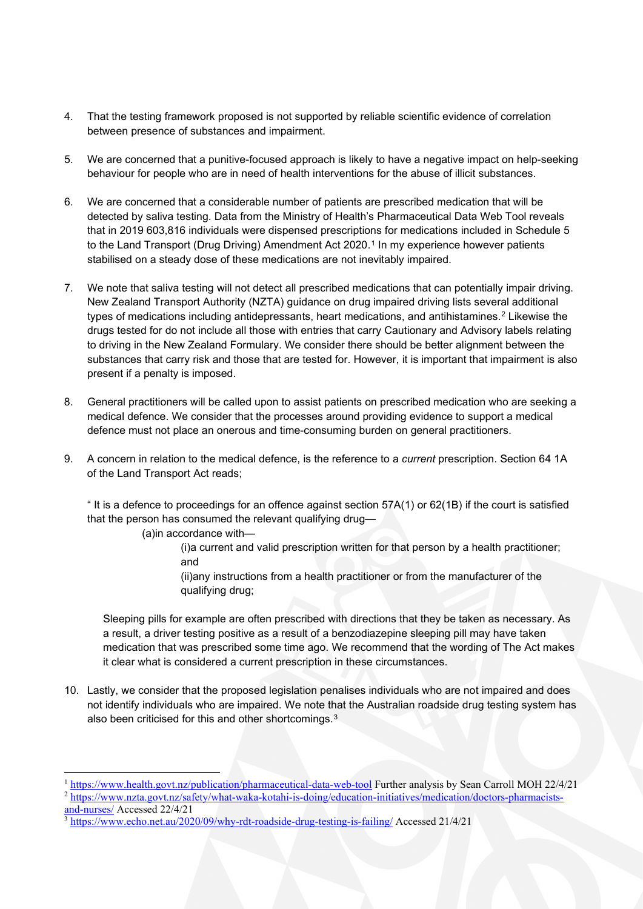4. That the testing framework proposed is not supported by reliable scientific evidence of correlation between presence of substances and impairment.

5. We are concerned that a punitive-focused approach is likely to have a negative impact on help-seeking behaviour for people who are in need of health interventions for the abuse of illicit substances.

6. We are concerned that a considerable number of patients are prescribed medication that will be detected by saliva testing. Data from the Ministry of Health's Pharmaceutical Data Web Tool reveals that in 2019 603,816 individuals were dispensed prescriptions for medications included in Schedule 5 to the Land Transport (Drug Driving) Amendment Act 2020.[1] In my experience however patients stabilised on a steady dose of these medications are not inevitably impaired.

7. We note that saliva testing will not detect all prescribed medications that can potentially impair driving. New Zealand Transport Authority (NZTA) guidance on drug impaired driving lists several additional types of medications including antidepressants, heart medications, and antihistamines.[2] Likewise the drugs tested for do not include all those with entries that carry Cautionary and Advisory labels relating to driving in the New Zealand Formulary. We consider there should be better alignment between the substances that carry risk and those that are tested for. However, it is important that impairment is also present if a penalty is imposed.

8. General practitioners will be called upon to assist patients on prescribed medication who are seeking a medical defence. We consider that the processes around providing evidence to support a medical defence must not place an onerous and time-consuming burden on general practitioners.

9. A concern in relation to the medical defence, is the reference to a *current* prescription. Section 64 1A of the Land Transport Act reads;

   " It is a defence to proceedings for an offence against section 57A(1) or 62(1B) if the court is satisfied that the person has consumed the relevant qualifying drug—

   (a)in accordance with—

   (i)a current and valid prescription written for that person by a health practitioner; and

   (ii)any instructions from a health practitioner or from the manufacturer of the qualifying drug;

   Sleeping pills for example are often prescribed with directions that they be taken as necessary. As a result, a driver testing positive as a result of a benzodiazepine sleeping pill may have taken medication that was prescribed some time ago. We recommend that the wording of The Act makes it clear what is considered a current prescription in these circumstances.

10. Lastly, we consider that the proposed legislation penalises individuals who are not impaired and does not identify individuals who are impaired. We note that the Australian roadside drug testing system has also been criticised for this and other shortcomings.[3]

---

[1] https://www.health.govt.nz/publication/pharmaceutical-data-web-tool Further analysis by Sean Carroll MOH 22/4/21

[2] https://www.nzta.govt.nz/safety/what-waka-kotahi-is-doing/education-initiatives/medication/doctors-pharmacists-and-nurses/ Accessed 22/4/21

[3] https://www.echo.net.au/2020/09/why-rdt-roadside-drug-testing-is-failing/ Accessed 21/4/21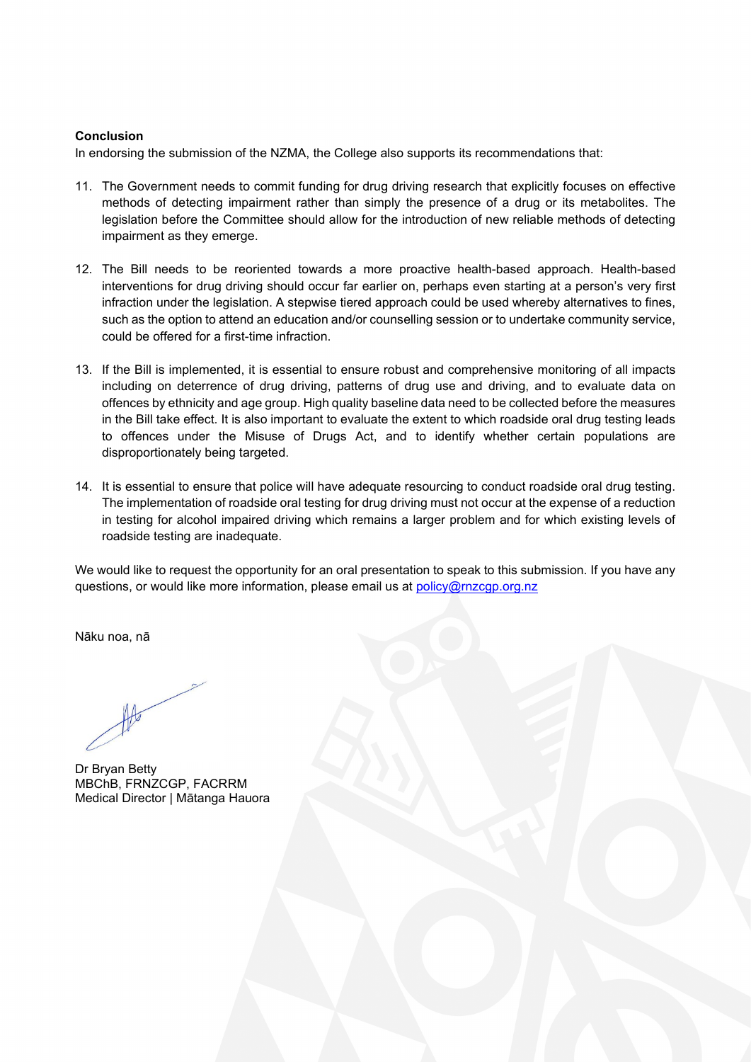**Conclusion**

In endorsing the submission of the NZMA, the College also supports its recommendations that:

11. The Government needs to commit funding for drug driving research that explicitly focuses on effective methods of detecting impairment rather than simply the presence of a drug or its metabolites. The legislation before the Committee should allow for the introduction of new reliable methods of detecting impairment as they emerge.

12. The Bill needs to be reoriented towards a more proactive health-based approach. Health-based interventions for drug driving should occur far earlier on, perhaps even starting at a person's very first infraction under the legislation. A stepwise tiered approach could be used whereby alternatives to fines, such as the option to attend an education and/or counselling session or to undertake community service, could be offered for a first-time infraction.

13. If the Bill is implemented, it is essential to ensure robust and comprehensive monitoring of all impacts including on deterrence of drug driving, patterns of drug use and driving, and to evaluate data on offences by ethnicity and age group. High quality baseline data need to be collected before the measures in the Bill take effect. It is also important to evaluate the extent to which roadside oral drug testing leads to offences under the Misuse of Drugs Act, and to identify whether certain populations are disproportionately being targeted.

14. It is essential to ensure that police will have adequate resourcing to conduct roadside oral drug testing. The implementation of roadside oral testing for drug driving must not occur at the expense of a reduction in testing for alcohol impaired driving which remains a larger problem and for which existing levels of roadside testing are inadequate.

We would like to request the opportunity for an oral presentation to speak to this submission. If you have any questions, or would like more information, please email us at policy@rnzcgp.org.nz

Nāku noa, nā

Dr Bryan Betty
MBChB, FRNZCGP, FACRRM
Medical Director | Mātanga Hauora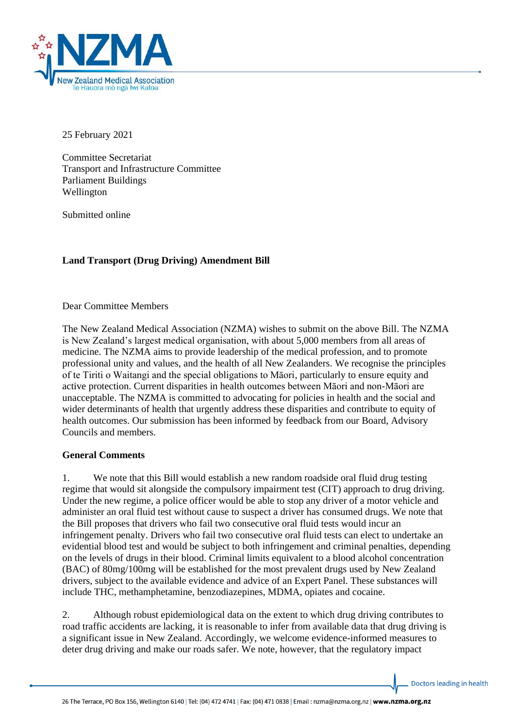25 February 2021

Committee Secretariat  
Transport and Infrastructure Committee  
Parliament Buildings  
Wellington

Submitted online

**Land Transport (Drug Driving) Amendment Bill**

Dear Committee Members

The New Zealand Medical Association (NZMA) wishes to submit on the above Bill. The NZMA is New Zealand's largest medical organisation, with about 5,000 members from all areas of medicine. The NZMA aims to provide leadership of the medical profession, and to promote professional unity and values, and the health of all New Zealanders. We recognise the principles of te Tiriti o Waitangi and the special obligations to Māori, particularly to ensure equity and active protection. Current disparities in health outcomes between Māori and non-Māori are unacceptable. The NZMA is committed to advocating for policies in health and the social and wider determinants of health that urgently address these disparities and contribute to equity of health outcomes. Our submission has been informed by feedback from our Board, Advisory Councils and members.

**General Comments**

1. We note that this Bill would establish a new random roadside oral fluid drug testing regime that would sit alongside the compulsory impairment test (CIT) approach to drug driving. Under the new regime, a police officer would be able to stop any driver of a motor vehicle and administer an oral fluid test without cause to suspect a driver has consumed drugs. We note that the Bill proposes that drivers who fail two consecutive oral fluid tests would incur an infringement penalty. Drivers who fail two consecutive oral fluid tests can elect to undertake an evidential blood test and would be subject to both infringement and criminal penalties, depending on the levels of drugs in their blood. Criminal limits equivalent to a blood alcohol concentration (BAC) of 80mg/100mg will be established for the most prevalent drugs used by New Zealand drivers, subject to the available evidence and advice of an Expert Panel. These substances will include THC, methamphetamine, benzodiazepines, MDMA, opiates and cocaine.

2. Although robust epidemiological data on the extent to which drug driving contributes to road traffic accidents are lacking, it is reasonable to infer from available data that drug driving is a significant issue in New Zealand. Accordingly, we welcome evidence-informed measures to deter drug driving and make our roads safer. We note, however, that the regulatory impact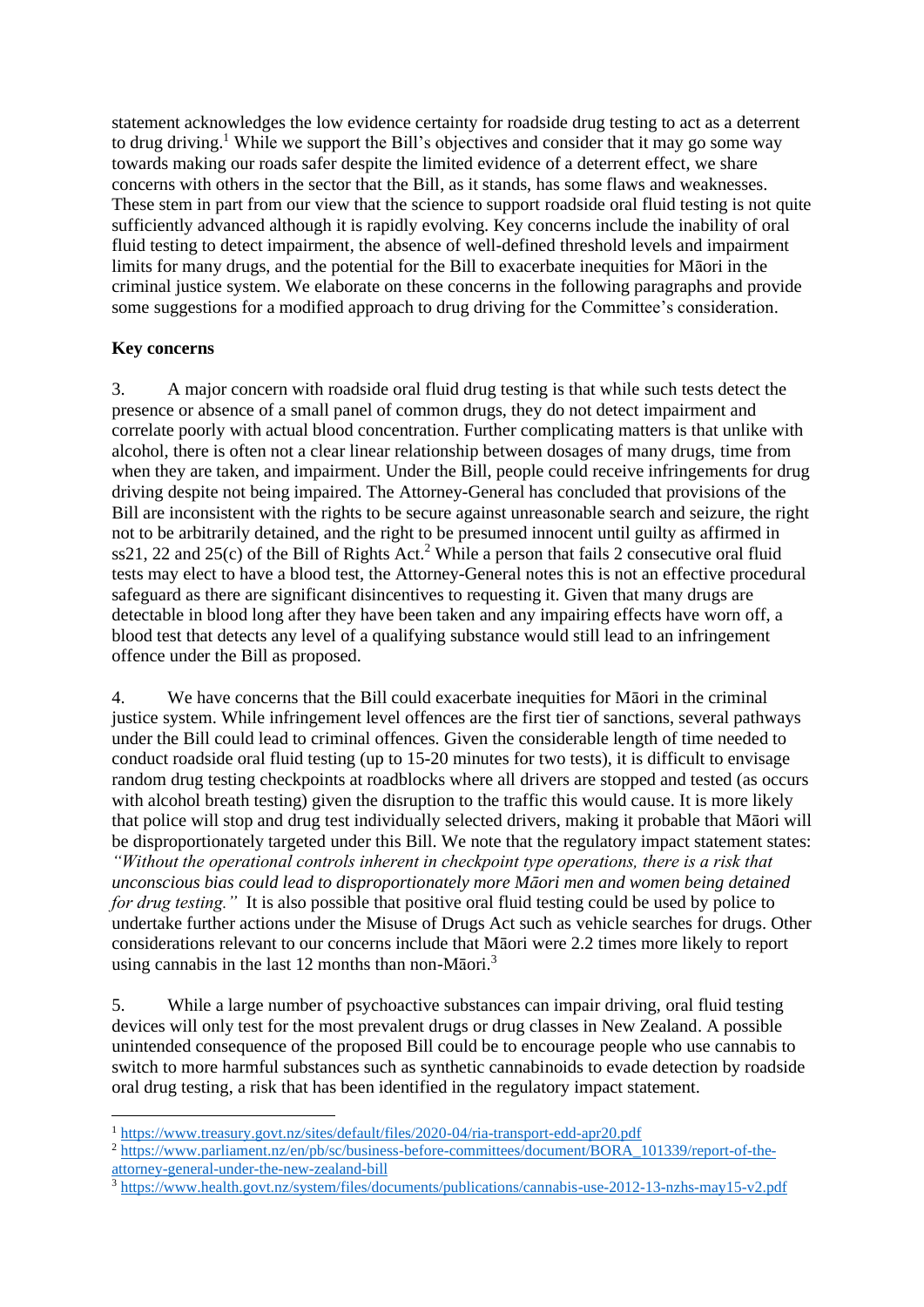statement acknowledges the low evidence certainty for roadside drug testing to act as a deterrent to drug driving.[1] While we support the Bill's objectives and consider that it may go some way towards making our roads safer despite the limited evidence of a deterrent effect, we share concerns with others in the sector that the Bill, as it stands, has some flaws and weaknesses. These stem in part from our view that the science to support roadside oral fluid testing is not quite sufficiently advanced although it is rapidly evolving. Key concerns include the inability of oral fluid testing to detect impairment, the absence of well-defined threshold levels and impairment limits for many drugs, and the potential for the Bill to exacerbate inequities for Māori in the criminal justice system. We elaborate on these concerns in the following paragraphs and provide some suggestions for a modified approach to drug driving for the Committee's consideration.

**Key concerns**

3. A major concern with roadside oral fluid drug testing is that while such tests detect the presence or absence of a small panel of common drugs, they do not detect impairment and correlate poorly with actual blood concentration. Further complicating matters is that unlike with alcohol, there is often not a clear linear relationship between dosages of many drugs, time from when they are taken, and impairment. Under the Bill, people could receive infringements for drug driving despite not being impaired. The Attorney-General has concluded that provisions of the Bill are inconsistent with the rights to be secure against unreasonable search and seizure, the right not to be arbitrarily detained, and the right to be presumed innocent until guilty as affirmed in ss21, 22 and 25(c) of the Bill of Rights Act.[2] While a person that fails 2 consecutive oral fluid tests may elect to have a blood test, the Attorney-General notes this is not an effective procedural safeguard as there are significant disincentives to requesting it. Given that many drugs are detectable in blood long after they have been taken and any impairing effects have worn off, a blood test that detects any level of a qualifying substance would still lead to an infringement offence under the Bill as proposed.

4. We have concerns that the Bill could exacerbate inequities for Māori in the criminal justice system. While infringement level offences are the first tier of sanctions, several pathways under the Bill could lead to criminal offences. Given the considerable length of time needed to conduct roadside oral fluid testing (up to 15-20 minutes for two tests), it is difficult to envisage random drug testing checkpoints at roadblocks where all drivers are stopped and tested (as occurs with alcohol breath testing) given the disruption to the traffic this would cause. It is more likely that police will stop and drug test individually selected drivers, making it probable that Māori will be disproportionately targeted under this Bill. We note that the regulatory impact statement states: *"Without the operational controls inherent in checkpoint type operations, there is a risk that unconscious bias could lead to disproportionately more Māori men and women being detained for drug testing."* It is also possible that positive oral fluid testing could be used by police to undertake further actions under the Misuse of Drugs Act such as vehicle searches for drugs. Other considerations relevant to our concerns include that Māori were 2.2 times more likely to report using cannabis in the last 12 months than non-Māori.[3]

5. While a large number of psychoactive substances can impair driving, oral fluid testing devices will only test for the most prevalent drugs or drug classes in New Zealand. A possible unintended consequence of the proposed Bill could be to encourage people who use cannabis to switch to more harmful substances such as synthetic cannabinoids to evade detection by roadside oral drug testing, a risk that has been identified in the regulatory impact statement.

---

[1] https://www.treasury.govt.nz/sites/default/files/2020-04/ria-transport-edd-apr20.pdf

[2] https://www.parliament.nz/en/pb/sc/business-before-committees/document/BORA_101339/report-of-the-attorney-general-under-the-new-zealand-bill

[3] https://www.health.govt.nz/system/files/documents/publications/cannabis-use-2012-13-nzhs-may15-v2.pdf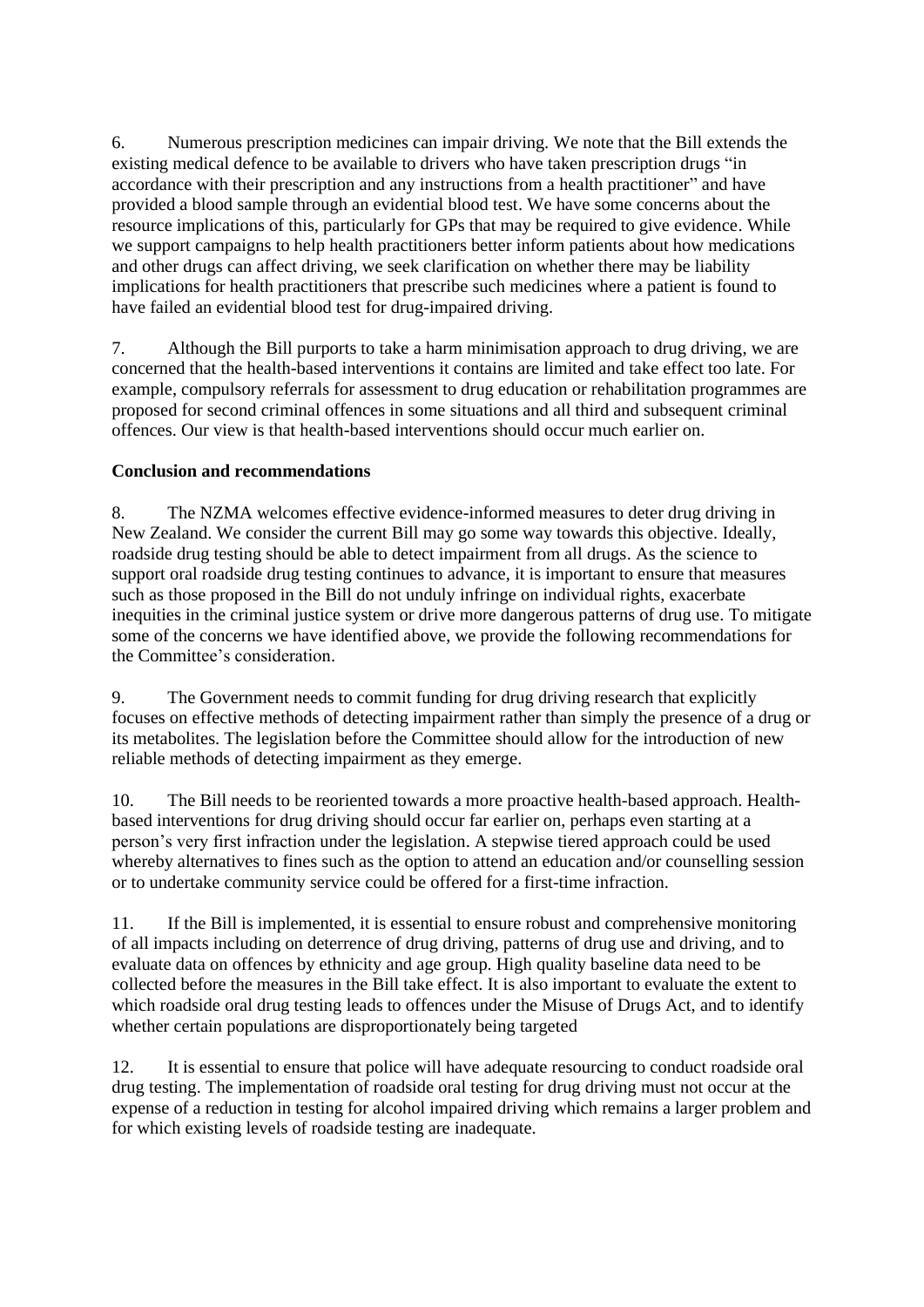6. Numerous prescription medicines can impair driving. We note that the Bill extends the existing medical defence to be available to drivers who have taken prescription drugs "in accordance with their prescription and any instructions from a health practitioner" and have provided a blood sample through an evidential blood test. We have some concerns about the resource implications of this, particularly for GPs that may be required to give evidence. While we support campaigns to help health practitioners better inform patients about how medications and other drugs can affect driving, we seek clarification on whether there may be liability implications for health practitioners that prescribe such medicines where a patient is found to have failed an evidential blood test for drug-impaired driving.

7. Although the Bill purports to take a harm minimisation approach to drug driving, we are concerned that the health-based interventions it contains are limited and take effect too late. For example, compulsory referrals for assessment to drug education or rehabilitation programmes are proposed for second criminal offences in some situations and all third and subsequent criminal offences. Our view is that health-based interventions should occur much earlier on.

**Conclusion and recommendations**

8. The NZMA welcomes effective evidence-informed measures to deter drug driving in New Zealand. We consider the current Bill may go some way towards this objective. Ideally, roadside drug testing should be able to detect impairment from all drugs. As the science to support oral roadside drug testing continues to advance, it is important to ensure that measures such as those proposed in the Bill do not unduly infringe on individual rights, exacerbate inequities in the criminal justice system or drive more dangerous patterns of drug use. To mitigate some of the concerns we have identified above, we provide the following recommendations for the Committee's consideration.

9. The Government needs to commit funding for drug driving research that explicitly focuses on effective methods of detecting impairment rather than simply the presence of a drug or its metabolites. The legislation before the Committee should allow for the introduction of new reliable methods of detecting impairment as they emerge.

10. The Bill needs to be reoriented towards a more proactive health-based approach. Health-based interventions for drug driving should occur far earlier on, perhaps even starting at a person's very first infraction under the legislation. A stepwise tiered approach could be used whereby alternatives to fines such as the option to attend an education and/or counselling session or to undertake community service could be offered for a first-time infraction.

11. If the Bill is implemented, it is essential to ensure robust and comprehensive monitoring of all impacts including on deterrence of drug driving, patterns of drug use and driving, and to evaluate data on offences by ethnicity and age group. High quality baseline data need to be collected before the measures in the Bill take effect. It is also important to evaluate the extent to which roadside oral drug testing leads to offences under the Misuse of Drugs Act, and to identify whether certain populations are disproportionately being targeted

12. It is essential to ensure that police will have adequate resourcing to conduct roadside oral drug testing. The implementation of roadside oral testing for drug driving must not occur at the expense of a reduction in testing for alcohol impaired driving which remains a larger problem and for which existing levels of roadside testing are inadequate.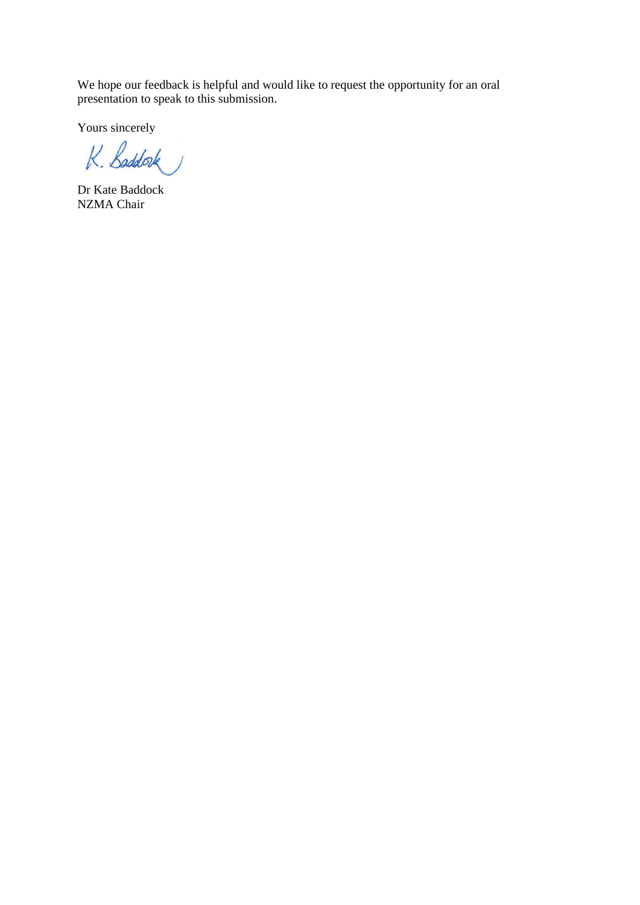We hope our feedback is helpful and would like to request the opportunity for an oral presentation to speak to this submission.

Yours sincerely

K. Baddock

Dr Kate Baddock
NZMA Chair